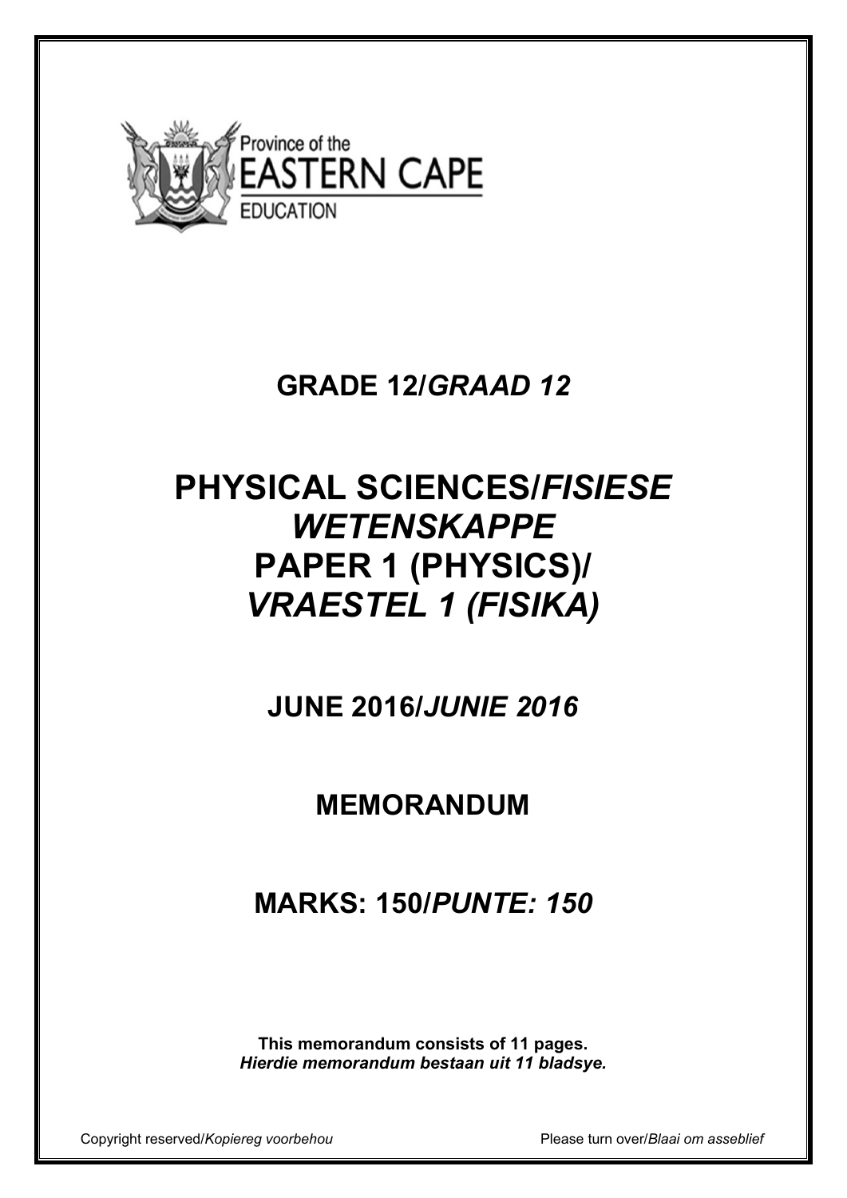Province of the
EASTERN CAPE
EDUCATION

# GRADE 12/*GRAAD 12*

# PHYSICAL SCIENCES/*FISIESE WETENSKAPPE*
# PAPER 1 (PHYSICS)/
# *VRAESTEL 1 (FISIKA)*

## JUNE 2016/*JUNIE 2016*

## MEMORANDUM

## MARKS: 150/*PUNTE: 150*

**This memorandum consists of 11 pages.**
***Hierdie memorandum bestaan uit 11 bladsye.***

Copyright reserved/*Kopiereg voorbehou* Please turn over/*Blaai om asseblief*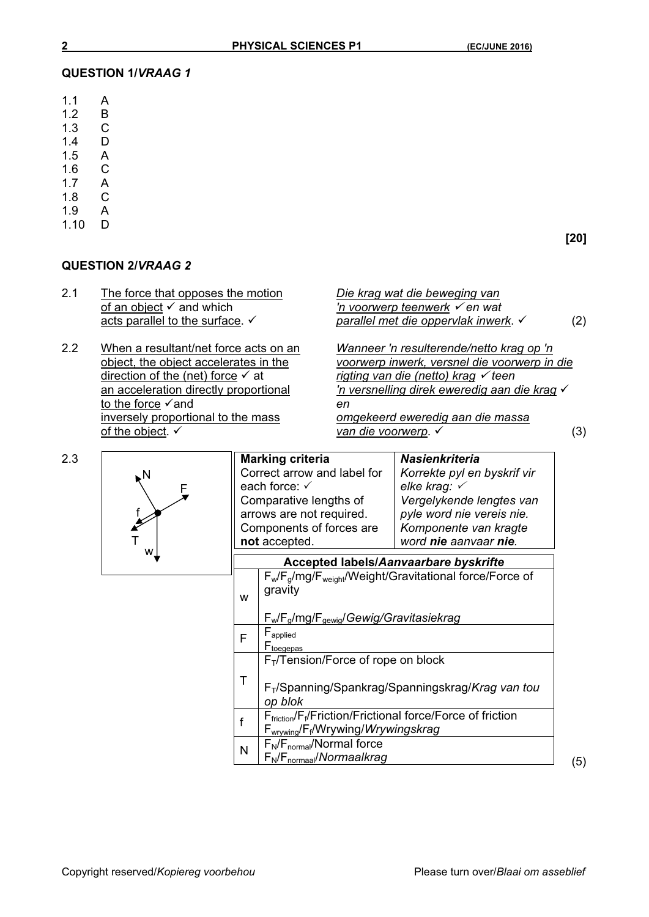## QUESTION 1/*VRAAG 1*

1.1 A
1.2 B
1.3 C
1.4 D
1.5 A
1.6 C
1.7 A
1.8 C
1.9 A
1.10 D

**[20]**

## QUESTION 2/*VRAAG 2*

2.1 The force that opposes the motion of an object ✓ and which acts parallel to the surface. ✓

*Die krag wat die beweging van 'n voorwerp teenwerk ✓ en wat parallel met die oppervlak inwerk. ✓* (2)

2.2 When a resultant/net force acts on an object, the object accelerates in the direction of the (net) force ✓ at an acceleration directly proportional to the force ✓and inversely proportional to the mass of the object. ✓

*Wanneer 'n resulterende/netto krag op 'n voorwerp inwerk, versnel die voorwerp in die rigting van die (netto) krag ✓ teen 'n versnelling direk eweredig aan die krag ✓ en omgekeerd eweredig aan die massa van die voorwerp. ✓* (3)

2.3

| Marking criteria | *Nasienkriteria* |
|---|---|
| Correct arrow and label for each force: ✓<br>Comparative lengths of arrows are not required.<br>Components of forces are **not** accepted. | *Korrekte pyl en byskrif vir elke krag: ✓*<br>*Vergelykende lengtes van pyle word nie vereis nie.*<br>*Komponente van kragte word **nie** aanvaar **nie**.* |

| | Accepted labels/*Aanvaarbare byskrifte* |
|---|---|
| w | $F_w$/$F_g$/mg/$F_{weight}$/Weight/Gravitational force/Force of gravity<br><br>$F_w$/$F_g$/mg/$F_{gewig}$/*Gewig/Gravitasiekrag* |
| F | $F_{applied}$<br>$F_{toegepas}$ |
| T | $F_T$/Tension/Force of rope on block<br><br>$F_T$/Spanning/Spankrag/Spanningskrag/*Krag van tou op blok* |
| f | $F_{friction}$/$F_f$/Friction/Frictional force/Force of friction<br>$F_{wrywing}$/$F_f$/Wrywing/*Wrywingskrag* |
| N | $F_N$/$F_{normal}$/Normal force<br>$F_N$/$F_{normaal}$/*Normaalkrag* |

(5)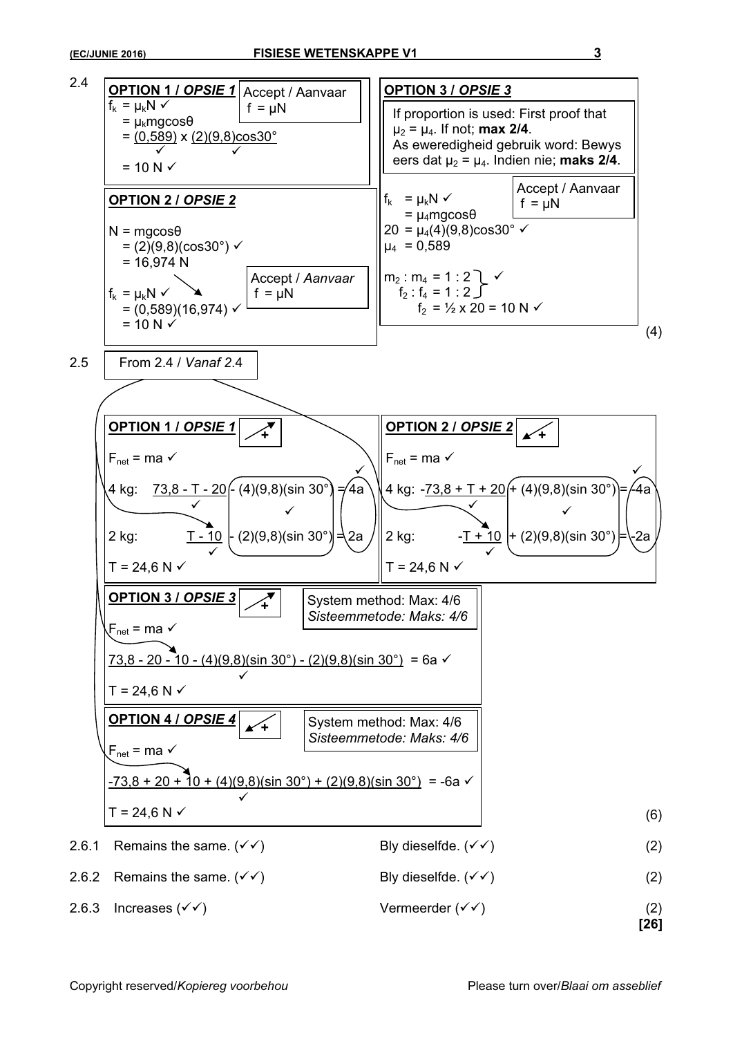**2.4**

**OPTION 1 / *OPSIE 1***

Accept / Aanvaar $f = \mu N$

$f_k = \mu_k N$ ✓
$= \mu_k mg\cos\theta$
$= (0,589) \times (2)(9,8)\cos30°$ ✓ ✓
$= 10$ N ✓

**OPTION 2 / *OPSIE 2***

$N = mg\cos\theta$
$= (2)(9,8)(\cos30°)$ ✓
$= 16,974$ N

Accept / *Aanvaar* $f = \mu N$

$f_k = \mu_k N$ ✓
$= (0,589)(16,974)$ ✓
$= 10$ N ✓

**OPTION 3 / *OPSIE 3***

If proportion is used: First proof that $\mu_2 = \mu_4$. If not; **max 2/4**.
As eweredigheid gebruik word: Bewys eers dat $\mu_2 = \mu_4$. Indien nie; **maks 2/4**.

Accept / Aanvaar $f = \mu N$

$f_k = \mu_k N$ ✓
$= \mu_4 mg\cos\theta$
$20 = \mu_4(4)(9,8)\cos30°$ ✓
$\mu_4 = 0,589$

$m_2 : m_4 = 1 : 2$
$f_2 : f_4 = 1 : 2$ ✓
$f_2 = ½ \times 20 = 10$ N ✓

(4)

**2.5**

From 2.4 / *Vanaf 2.4*

**OPTION 1 / *OPSIE 1*** (+ up the incline)

$F_{net} = ma$ ✓

4 kg: $73,8 - T - 20 - (4)(9,8)(\sin 30°) = 4a$ ✓ ✓ ✓

2 kg: $T - 10 - (2)(9,8)(\sin 30°) = 2a$ ✓

$T = 24,6$ N ✓

**OPTION 2 / *OPSIE 2*** (+ down the incline)

$F_{net} = ma$ ✓

4 kg: $-73,8 + T + 20 + (4)(9,8)(\sin 30°) = -4a$ ✓ ✓ ✓

2 kg: $-T + 10 + (2)(9,8)(\sin 30°) = -2a$ ✓

$T = 24,6$ N ✓

**OPTION 3 / *OPSIE 3*** (+ up the incline)

System method: Max: 4/6
*Sisteemmetode: Maks: 4/6*

$F_{net} = ma$ ✓

$73,8 - 20 - 10 - (4)(9,8)(\sin 30°) - (2)(9,8)(\sin 30°) = 6a$ ✓ ✓

$T = 24,6$ N ✓

**OPTION 4 / *OPSIE 4*** (+ down the incline)

System method: Max: 4/6
*Sisteemmetode: Maks: 4/6*

$F_{net} = ma$ ✓

$-73,8 + 20 + 10 + (4)(9,8)(\sin 30°) + (2)(9,8)(\sin 30°) = -6a$ ✓ ✓

$T = 24,6$ N ✓

(6)

| | | | |
|---|---|---|---|
| 2.6.1 | Remains the same. (✓✓) | Bly dieselfde. (✓✓) | (2) |
| 2.6.2 | Remains the same. (✓✓) | Bly dieselfde. (✓✓) | (2) |
| 2.6.3 | Increases (✓✓) | Vermeerder (✓✓) | (2) |

**[26]**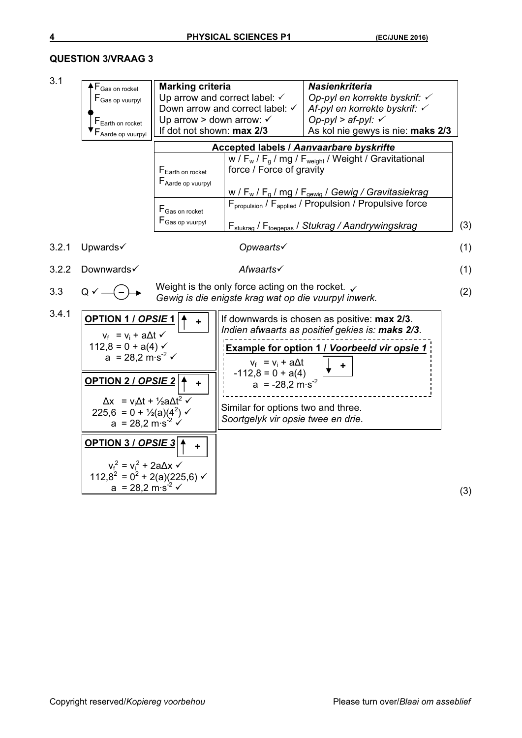## QUESTION 3/VRAAG 3

**3.1**

↑ $F_{\text{Gas on rocket}}$ / $F_{\text{Gas op vuurpyl}}$

●

↓ $F_{\text{Earth on rocket}}$ / $F_{\text{Aarde op vuurpyl}}$

| **Marking criteria** | ***Nasienkriteria*** |
|---|---|
| Up arrow and correct label: ✓ | *Op-pyl en korrekte byskrif:* ✓ |
| Down arrow and correct label: ✓ | *Af-pyl en korrekte byskrif:* ✓ |
| Up arrow > down arrow: ✓ | *Op-pyl > af-pyl:* ✓ |
| If dot not shown: **max 2/3** | *As kol nie gewys is nie:* ***maks 2/3*** |

| **Accepted labels / *Aanvaarbare byskrifte*** | |
|---|---|
| $F_{\text{Earth on rocket}}$ / $F_{\text{Aarde op vuurpyl}}$ | w / $F_w$ / $F_g$ / mg / $F_{\text{weight}}$ / Weight / Gravitational force / Force of gravity<br>w / $F_w$ / $F_g$ / mg / $F_{\text{gewig}}$ / *Gewig / Gravitasiekrag* |
| $F_{\text{Gas on rocket}}$ / $F_{\text{Gas op vuurpyl}}$ | $F_{\text{propulsion}}$ / $F_{\text{applied}}$ / Propulsion / Propulsive force<br>$F_{\text{stukrag}}$ / $F_{\text{toegepas}}$ / *Stukrag / Aandrywingskrag* |

(3)

**3.2.1** Upwards✓ *Opwaarts*✓ (1)

**3.2.2** Downwards✓ *Afwaarts*✓ (1)

**3.3** Q ✓ —(–)→ Weight is the only force acting on the rocket. ✓
*Gewig is die enigste krag wat op die vuurpyl inwerk.* (2)

**3.4.1**

**OPTION 1 / *OPSIE* 1** (↑ +)

$v_f = v_i + a\Delta t$ ✓
$112{,}8 = 0 + a(4)$ ✓
$a = 28{,}2 \text{ m·s}^{-2}$ ✓

**OPTION 2 / *OPSIE 2*** (↑ +)

$\Delta x = v_i\Delta t + \frac{1}{2}a\Delta t^2$ ✓
$225{,}6 = 0 + \frac{1}{2}(a)(4^2)$ ✓
$a = 28{,}2 \text{ m·s}^{-2}$ ✓

**OPTION 3 / *OPSIE 3*** (↑ +)

$v_f^2 = v_i^2 + 2a\Delta x$ ✓
$112{,}8^2 = 0^2 + 2(a)(225{,}6)$ ✓
$a = 28{,}2 \text{ m·s}^{-2}$ ✓

If downwards is chosen as positive: **max 2/3**.
*Indien afwaarts as positief gekies is:* ***maks 2/3***.

**Example for option 1 / *Voorbeeld vir opsie 1*** (↓ +)

$v_f = v_i + a\Delta t$
$-112{,}8 = 0 + a(4)$
$a = -28{,}2 \text{ m·s}^{-2}$

Similar for options two and three.
*Soortgelyk vir opsie twee en drie.*

(3)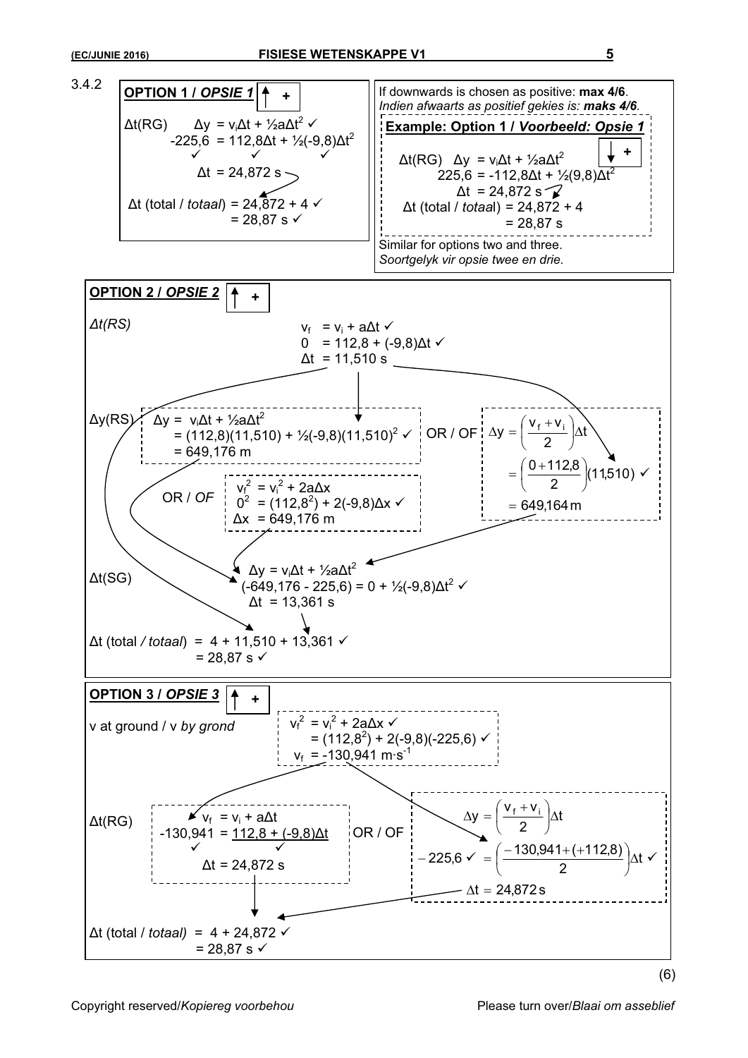3.4.2

**OPTION 1 / *OPSIE 1*** ↑ +

Δt(RG) $\Delta y = v_i\Delta t + \frac{1}{2}a\Delta t^2$ ✓

$-225{,}6 = 112{,}8\Delta t + \frac{1}{2}(-9{,}8)\Delta t^2$ ✓ ✓ ✓

$\Delta t = 24{,}872\ s$

Δt (total / *totaal*) $= 24{,}872 + 4$ ✓

$= 28{,}87\ s$ ✓

If downwards is chosen as positive: **max 4/6**.
*Indien afwaarts as positief gekies is: **maks 4/6**.*

**Example: Option 1 / *Voorbeeld: Opsie 1*** ↓ +

Δt(RG) $\Delta y = v_i\Delta t + \frac{1}{2}a\Delta t^2$

$225{,}6 = -112{,}8\Delta t + \frac{1}{2}(9{,}8)\Delta t^2$

$\Delta t = 24{,}872\ s$

Δt (total / *totaal*) $= 24{,}872 + 4$

$= 28{,}87\ s$

Similar for options two and three.
*Soortgelyk vir opsie twee en drie.*

**OPTION 2 / *OPSIE 2*** ↑ +

*Δt(RS)*

$v_f = v_i + a\Delta t$ ✓

$0 = 112{,}8 + (-9{,}8)\Delta t$ ✓

$\Delta t = 11{,}510\ s$

Δy(RS)

$\Delta y = v_i\Delta t + \frac{1}{2}a\Delta t^2$
$= (112{,}8)(11{,}510) + \frac{1}{2}(-9{,}8)(11{,}510)^2$ ✓
$= 649{,}176\ m$

OR / OF

$\Delta y = \left(\frac{v_f + v_i}{2}\right)\Delta t$
$= \left(\frac{0 + 112{,}8}{2}\right)(11{,}510)$ ✓
$= 649{,}164\ m$

OR / *OF*

$v_f^2 = v_i^2 + 2a\Delta x$
$0^2 = (112{,}8^2) + 2(-9{,}8)\Delta x$ ✓
$\Delta x = 649{,}176\ m$

Δt(SG)

$\Delta y = v_i\Delta t + \frac{1}{2}a\Delta t^2$
$(-649{,}176 - 225{,}6) = 0 + \frac{1}{2}(-9{,}8)\Delta t^2$ ✓
$\Delta t = 13{,}361\ s$

Δt (total */ totaal*) $= 4 + 11{,}510 + 13{,}361$ ✓

$= 28{,}87\ s$ ✓

**OPTION 3 / *OPSIE 3*** ↑ +

v at ground / v *by grond*

$v_f^2 = v_i^2 + 2a\Delta x$ ✓
$= (112{,}8^2) + 2(-9{,}8)(-225{,}6)$ ✓
$v_f = -130{,}941\ m\cdot s^{-1}$

Δt(RG)

$v_f = v_i + a\Delta t$
$-130{,}941 = 112{,}8 + (-9{,}8)\Delta t$ ✓ ✓
$\Delta t = 24{,}872\ s$

OR / OF

$\Delta y = \left(\frac{v_f + v_i}{2}\right)\Delta t$
$-225{,}6$ ✓ $= \left(\frac{-130{,}941 + (+112{,}8)}{2}\right)\Delta t$ ✓
$\Delta t = 24{,}872\ s$

Δt (total / *totaal)* $= 4 + 24{,}872$ ✓

$= 28{,}87\ s$ ✓

(6)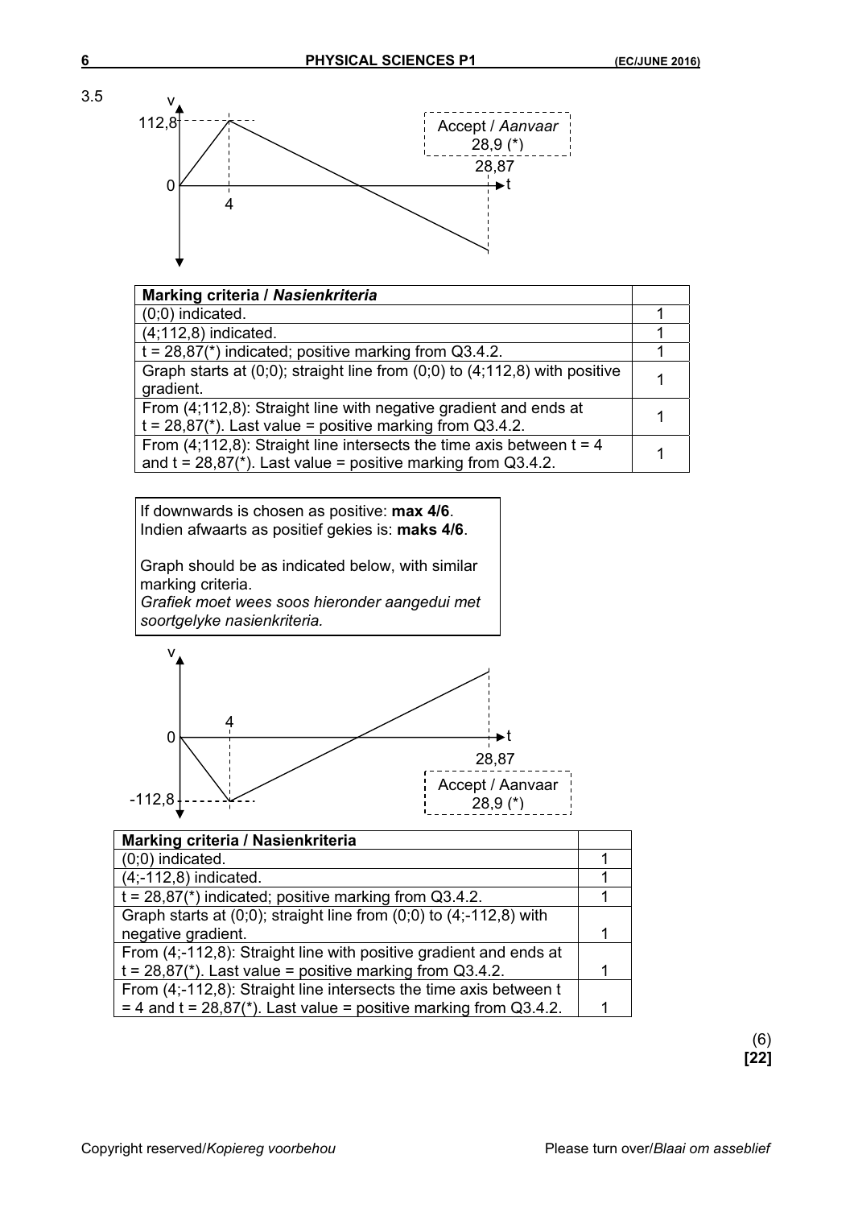3.5

v

112,8

0

4

Accept / *Aanvaar*
28,9 (*)

28,87

t

| **Marking criteria / *Nasienkriteria*** | |
|---|---|
| (0;0) indicated. | 1 |
| (4;112,8) indicated. | 1 |
| t = 28,87(*) indicated; positive marking from Q3.4.2. | 1 |
| Graph starts at (0;0); straight line from (0;0) to (4;112,8) with positive gradient. | 1 |
| From (4;112,8): Straight line with negative gradient and ends at t = 28,87(*). Last value = positive marking from Q3.4.2. | 1 |
| From (4;112,8): Straight line intersects the time axis between t = 4 and t = 28,87(*). Last value = positive marking from Q3.4.2. | 1 |

If downwards is chosen as positive: **max 4/6**.
Indien afwaarts as positief gekies is: **maks 4/6**.

Graph should be as indicated below, with similar marking criteria.
*Grafiek moet wees soos hieronder aangedui met soortgelyke nasienkriteria.*

v

4

0

t

28,87

-112,8

Accept / Aanvaar
28,9 (*)

| **Marking criteria / Nasienkriteria** | |
|---|---|
| (0;0) indicated. | 1 |
| (4;-112,8) indicated. | 1 |
| t = 28,87(*) indicated; positive marking from Q3.4.2. | 1 |
| Graph starts at (0;0); straight line from (0;0) to (4;-112,8) with negative gradient. | 1 |
| From (4;-112,8): Straight line with positive gradient and ends at t = 28,87(*). Last value = positive marking from Q3.4.2. | 1 |
| From (4;-112,8): Straight line intersects the time axis between t = 4 and t = 28,87(*). Last value = positive marking from Q3.4.2. | 1 |

(6)
**[22]**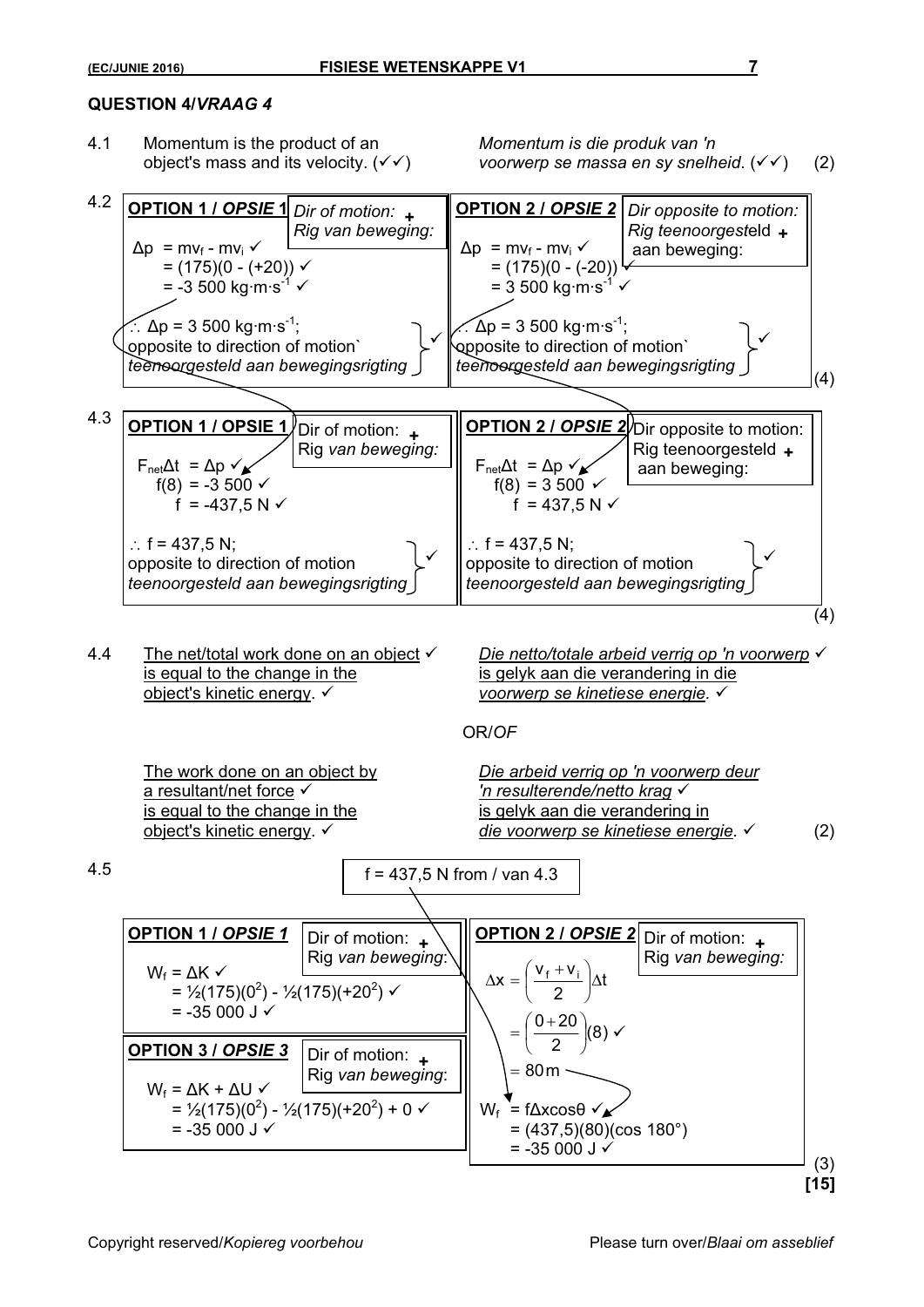## QUESTION 4/*VRAAG 4*

4.1 Momentum is the product of an object's mass and its velocity. (✓✓)

*Momentum is die produk van 'n voorwerp se massa en sy snelheid*. (✓✓) (2)

4.2

**OPTION 1 / *OPSIE 1*** — *Dir of motion: + / Rig van beweging:*

$\Delta p = mv_f - mv_i$ ✓
$= (175)(0 - (+20))$ ✓
$= -3\,500 \text{ kg·m·s}^{-1}$ ✓

$\therefore \Delta p = 3\,500 \text{ kg·m·s}^{-1}$; opposite to direction of motion` *teenoorgesteld aan bewegingsrigting* ✓

**OPTION 2 / *OPSIE 2*** — *Dir opposite to motion: + / Rig teenoorgesteld aan beweging:*

$\Delta p = mv_f - mv_i$ ✓
$= (175)(0 - (-20))$ ✓
$= 3\,500 \text{ kg·m·s}^{-1}$ ✓

$\therefore \Delta p = 3\,500 \text{ kg·m·s}^{-1}$; opposite to direction of motion` *teenoorgesteld aan bewegingsrigting* ✓

(4)

4.3

**OPTION 1 / OPSIE 1** — Dir of motion: + / Rig *van beweging:*

$F_{net}\Delta t = \Delta p$ ✓
$f(8) = -3\,500$ ✓
$f = -437{,}5 \text{ N}$ ✓

$\therefore f = 437{,}5 \text{ N}$; opposite to direction of motion *teenoorgesteld aan bewegingsrigting* ✓

**OPTION 2 / *OPSIE 2*** — Dir opposite to motion: + / Rig teenoorgesteld aan beweging:

$F_{net}\Delta t = \Delta p$ ✓
$f(8) = 3\,500$ ✓
$f = 437{,}5 \text{ N}$ ✓

$\therefore f = 437{,}5 \text{ N}$; opposite to direction of motion *teenoorgesteld aan bewegingsrigting* ✓

(4)

4.4 The net/total work done on an object ✓ is equal to the change in the object's kinetic energy. ✓

*Die netto/totale arbeid verrig op 'n voorwerp* ✓ *is gelyk aan die verandering in die voorwerp se kinetiese energie.* ✓

OR/*OF*

The work done on an object by a resultant/net force ✓ is equal to the change in the object's kinetic energy. ✓

*Die arbeid verrig op 'n voorwerp deur 'n resulterende/netto krag* ✓ *is gelyk aan die verandering in die voorwerp se kinetiese energie.* ✓ (2)

4.5

f = 437,5 N from / van 4.3

**OPTION 1 / *OPSIE 1*** — Dir of motion: + / Rig *van beweging*:

$W_f = \Delta K$ ✓
$= ½(175)(0^2) - ½(175)(+20^2)$ ✓
$= -35\,000 \text{ J}$ ✓

**OPTION 2 / *OPSIE 2*** — Dir of motion: + / Rig *van beweging:*

$$\Delta x = \left(\frac{v_f + v_i}{2}\right)\Delta t$$
$$= \left(\frac{0 + 20}{2}\right)(8) \text{ ✓}$$
$$= 80 \text{ m}$$

$W_f = f\Delta x\cos\theta$ ✓
$= (437{,}5)(80)(\cos 180°)$
$= -35\,000 \text{ J}$ ✓

**OPTION 3 / *OPSIE 3*** — Dir of motion: + / Rig *van beweging*:

$W_f = \Delta K + \Delta U$ ✓
$= ½(175)(0^2) - ½(175)(+20^2) + 0$ ✓
$= -35\,000 \text{ J}$ ✓

(3)

**[15]**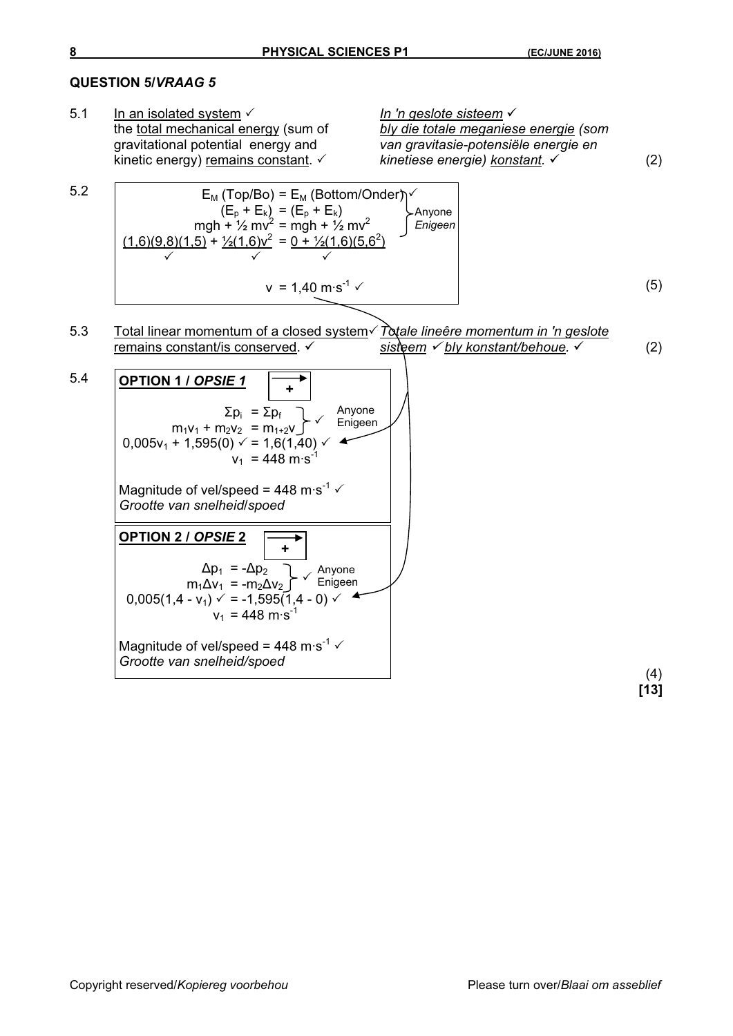## QUESTION 5/*VRAAG 5*

5.1 In an isolated system ✓ the total mechanical energy (sum of gravitational potential energy and kinetic energy) remains constant. ✓

*In 'n geslote sisteem ✓ bly die totale meganiese energie (som van gravitasie-potensiële energie en kinetiese energie) konstant. ✓* (2)

5.2

$$E_M \text{ (Top/Bo)} = E_M \text{ (Bottom/Onder)} \checkmark$$
$$(E_p + E_k) = (E_p + E_k)$$
$$mgh + \tfrac{1}{2} mv^2 = mgh + \tfrac{1}{2} mv^2$$

Anyone / *Enigeen*

$$(1,6)(9,8)(1,5) \checkmark + \tfrac{1}{2}(1,6)v^2 \checkmark = 0 + \tfrac{1}{2}(1,6)(5,6^2) \checkmark$$

$$v = 1,40 \text{ m·s}^{-1} \checkmark$$ (5)

5.3 Total linear momentum of a closed system ✓ remains constant/is conserved. ✓

*Totale lineêre momentum in 'n geslote sisteem ✓ bly konstant/behoue. ✓* (2)

5.4

**OPTION 1 / *OPSIE 1*** (+ →)

$$\Sigma p_i = \Sigma p_f$$
$$m_1v_1 + m_2v_2 = m_{1+2}v$$
✓ Anyone / *Enigeen*

$$0,005v_1 + 1,595(0) \checkmark = 1,6(1,40) \checkmark$$
$$v_1 = 448 \text{ m·s}^{-1}$$

Magnitude of vel/speed = 448 m·s$^{-1}$ ✓
*Grootte van snelheid/spoed*

**OPTION 2 / *OPSIE 2*** (+ →)

$$\Delta p_1 = -\Delta p_2$$
$$m_1\Delta v_1 = -m_2\Delta v_2$$
✓ Anyone / *Enigeen*

$$0,005(1,4 - v_1) \checkmark = -1,595(1,4 - 0) \checkmark$$
$$v_1 = 448 \text{ m·s}^{-1}$$

Magnitude of vel/speed = 448 m·s$^{-1}$ ✓
*Grootte van snelheid/spoed*

(4)

**[13]**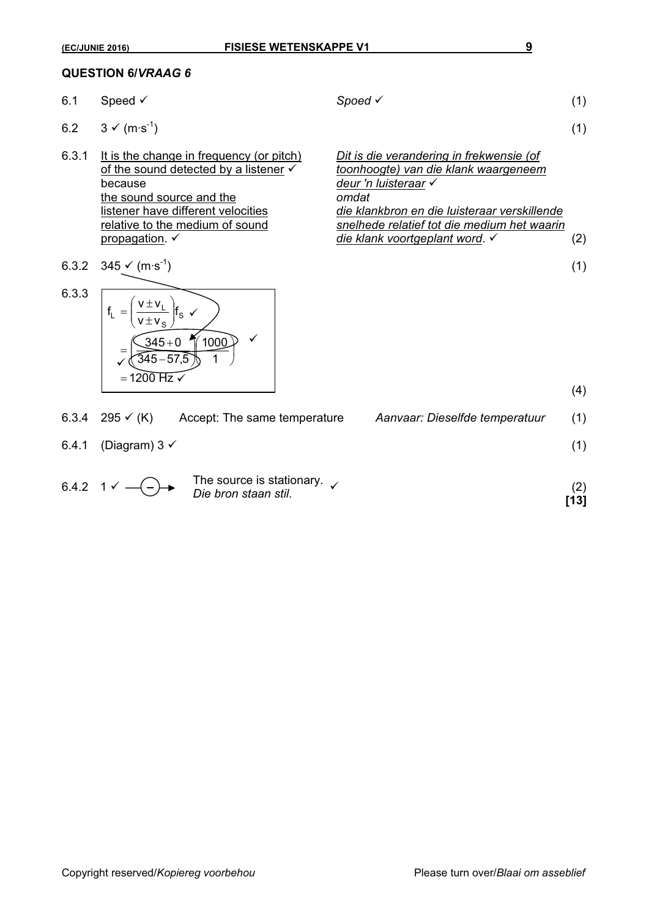## QUESTION 6/*VRAAG 6*

| | | | |
|---|---|---|---|
| 6.1 | Speed ✓ | *Spoed* ✓ | (1) |
| 6.2 | 3 ✓ ($m \cdot s^{-1}$) | | (1) |
| 6.3.1 | <u>It is the change in frequency (or pitch) of the sound detected by a listener</u> ✓ because <u>the sound source and the listener have different velocities relative to the medium of sound propagation</u>. ✓ | *<u>Dit is die verandering in frekwensie (of toonhoogte) van die klank waargeneem deur 'n luisteraar</u>* ✓ *omdat* *<u>die klankbron en die luisteraar verskillende snelhede relatief tot die medium het waarin die klank voortgeplant word</u>*. ✓ | (2) |
| 6.3.2 | 345 ✓ ($m \cdot s^{-1}$) | | (1) |

6.3.3

$$f_L = \left(\frac{v \pm v_L}{v \pm v_S}\right) f_S \checkmark$$

$$= \checkmark \left(\frac{345 + 0}{345 - 57{,}5}\right)\left(\frac{1000}{1}\right) \checkmark$$

$$= 1200 \text{ Hz} \checkmark$$

(4)

| | | | | |
|---|---|---|---|---|
| 6.3.4 | 295 ✓ (K) | Accept: The same temperature | *Aanvaar: Dieselfde temperatuur* | (1) |
| 6.4.1 | (Diagram) 3 ✓ | | | (1) |
| 6.4.2 | 1 ✓ | The source is stationary. *Die bron staan stil.* ✓ | | (2) |

**[13]**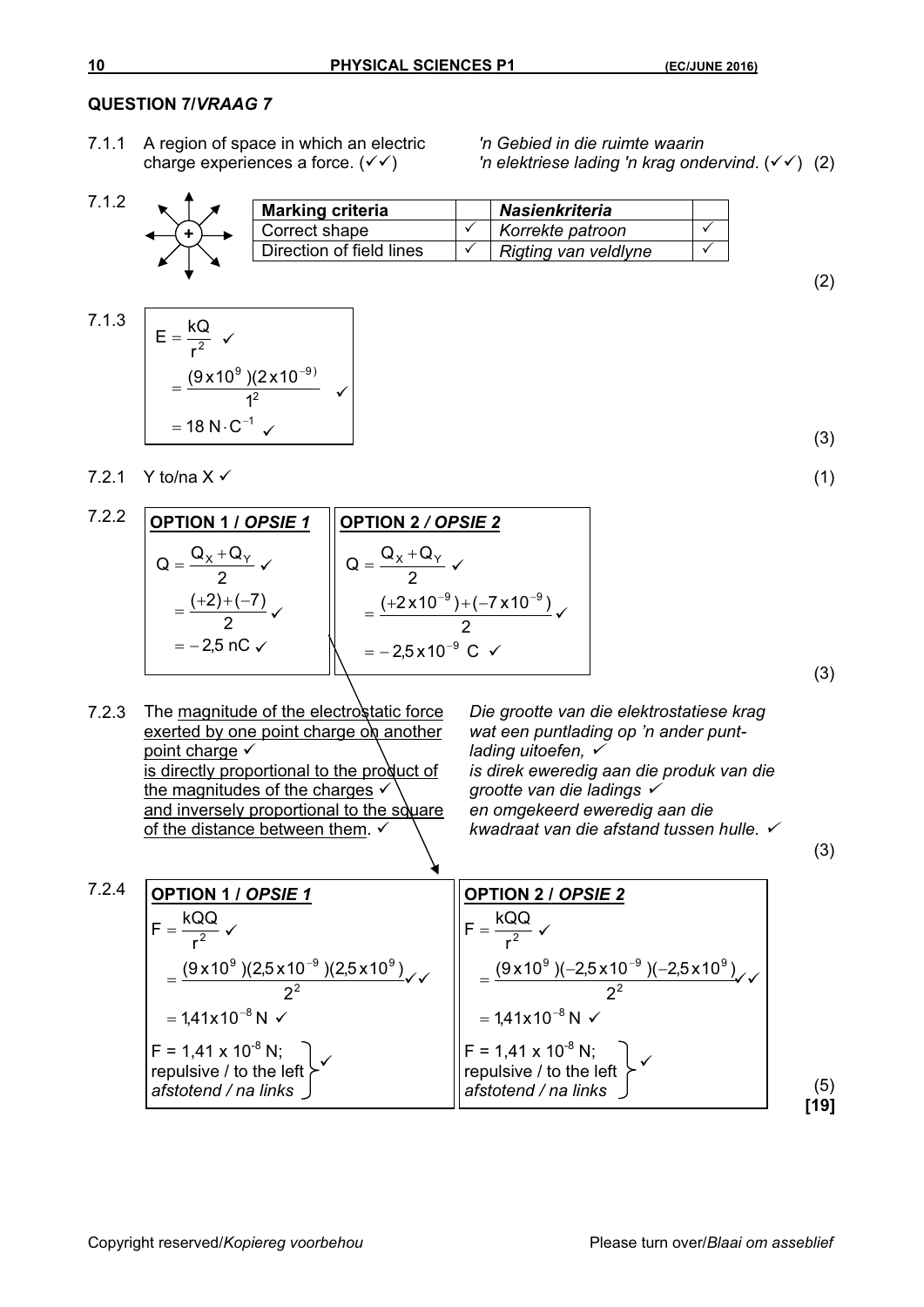## QUESTION 7/*VRAAG 7*

7.1.1 A region of space in which an electric charge experiences a force. (✓✓) *'n Gebied in die ruimte waarin 'n elektriese lading 'n krag ondervind.* (✓✓) (2)

7.1.2

| Marking criteria | | *Nasienkriteria* | |
|---|---|---|---|
| Correct shape | ✓ | *Korrekte patroon* | ✓ |
| Direction of field lines | ✓ | *Rigting van veldlyne* | ✓ |

(2)

7.1.3

$$E = \frac{kQ}{r^2} \checkmark$$

$$= \frac{(9 \times 10^9)(2 \times 10^{-9})}{1^2} \checkmark$$

$$= 18 \text{ N}\cdot\text{C}^{-1} \checkmark$$

(3)

7.2.1 Y to/*na* X ✓ (1)

7.2.2

**OPTION 1 / *OPSIE 1***

$$Q = \frac{Q_X + Q_Y}{2} \checkmark$$

$$= \frac{(+2) + (-7)}{2} \checkmark$$

$$= -2{,}5 \text{ nC} \checkmark$$

**OPTION 2 / *OPSIE 2***

$$Q = \frac{Q_X + Q_Y}{2} \checkmark$$

$$= \frac{(+2 \times 10^{-9}) + (-7 \times 10^{-9})}{2} \checkmark$$

$$= -2{,}5 \times 10^{-9} \text{ C} \checkmark$$

(3)

7.2.3 The magnitude of the electrostatic force exerted by one point charge on another point charge ✓ is directly proportional to the product of the magnitudes of the charges ✓ and inversely proportional to the square of the distance between them. ✓

*Die grootte van die elektrostatiese krag wat een puntlading op 'n ander puntlading uitoefen,* ✓ *is direk eweredig aan die produk van die grootte van die ladings* ✓ *en omgekeerd eweredig aan die kwadraat van die afstand tussen hulle.* ✓

(3)

7.2.4

**OPTION 1 / *OPSIE 1***

$$F = \frac{kQQ}{r^2} \checkmark$$

$$= \frac{(9 \times 10^9)(2{,}5 \times 10^{-9})(2{,}5 \times 10^9)}{2^2} \checkmark\checkmark$$

$$= 1{,}41 \times 10^{-8} \text{ N} \checkmark$$

$F = 1{,}41 \times 10^{-8}$ N; repulsive / to the left, *afstotend / na links* ✓

**OPTION 2 / *OPSIE 2***

$$F = \frac{kQQ}{r^2} \checkmark$$

$$= \frac{(9 \times 10^9)(-2{,}5 \times 10^{-9})(-2{,}5 \times 10^9)}{2^2} \checkmark\checkmark$$

$$= 1{,}41 \times 10^{-8} \text{ N} \checkmark$$

$F = 1{,}41 \times 10^{-8}$ N; repulsive / to the left, *afstotend / na links* ✓

(5)

**[19]**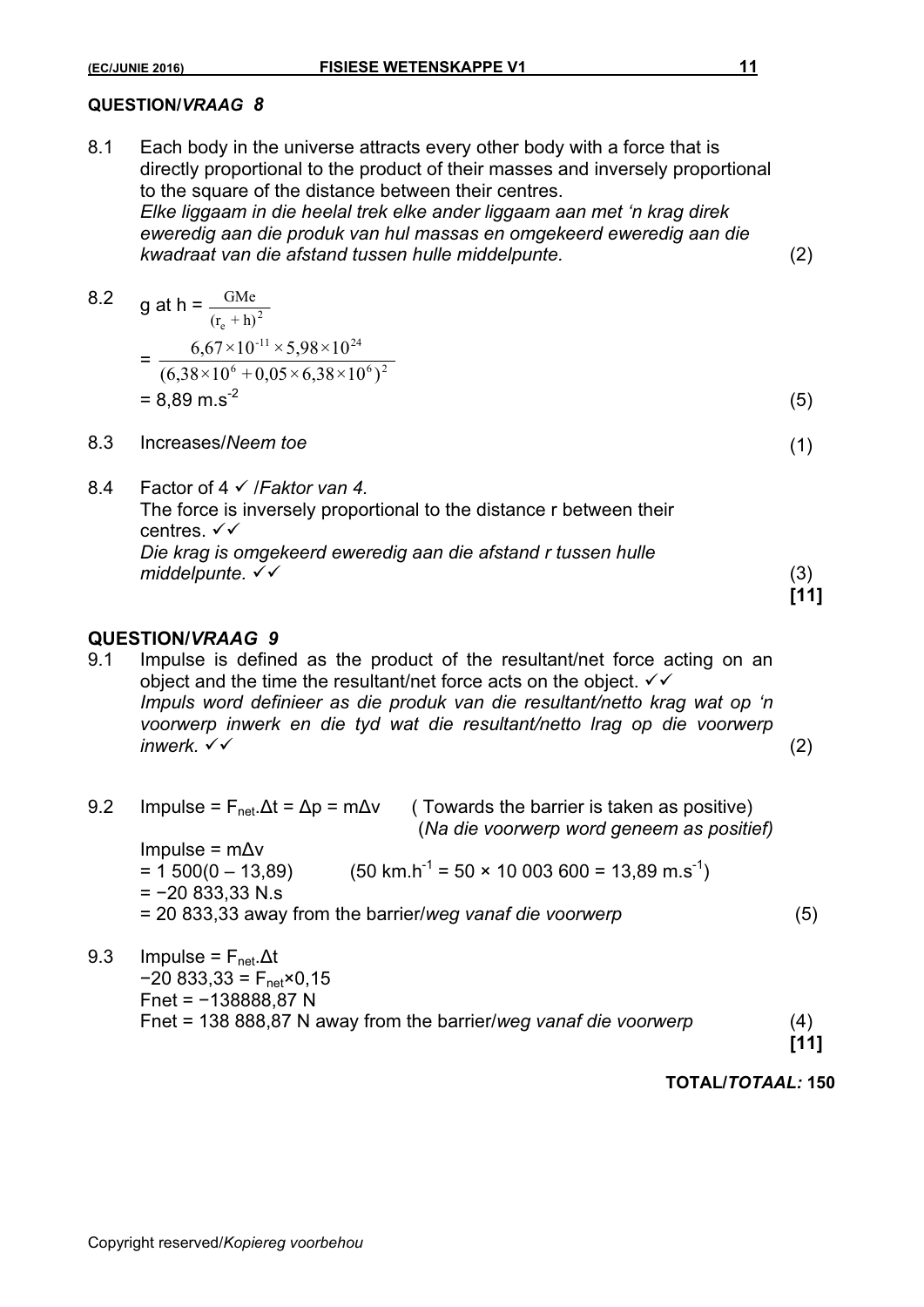**QUESTION/*VRAAG* 8**

8.1 Each body in the universe attracts every other body with a force that is directly proportional to the product of their masses and inversely proportional to the square of the distance between their centres.
*Elke liggaam in die heelal trek elke ander liggaam aan met 'n krag direk eweredig aan die produk van hul massas en omgekeerd eweredig aan die kwadraat van die afstand tussen hulle middelpunte.* (2)

8.2 g at h = $\frac{GMe}{(r_e + h)^2}$

$= \frac{6,67 \times 10^{-11} \times 5,98 \times 10^{24}}{(6,38 \times 10^{6} + 0,05 \times 6,38 \times 10^{6})^2}$

$= 8,89 \text{ m.s}^{-2}$ (5)

8.3 Increases/*Neem toe* (1)

8.4 Factor of 4 ✓ /*Faktor van 4.*
The force is inversely proportional to the distance r between their centres. ✓✓
*Die krag is omgekeerd eweredig aan die afstand r tussen hulle middelpunte.* ✓✓ (3)

**[11]**

**QUESTION/*VRAAG* 9**

9.1 Impulse is defined as the product of the resultant/net force acting on an object and the time the resultant/net force acts on the object. ✓✓
*Impuls word definieer as die produk van die resultant/netto krag wat op 'n voorwerp inwerk en die tyd wat die resultant/netto lrag op die voorwerp inwerk.* ✓✓ (2)

9.2 Impulse = $F_{net}.\Delta t = \Delta p = m\Delta v$ ( Towards the barrier is taken as positive)
(*Na die voorwerp word geneem as positief)*

Impulse = $m\Delta v$
= 1 500(0 – 13,89) (50 km.h$^{-1}$ = 50 × 10 003 600 = 13,89 m.s$^{-1}$)
= −20 833,33 N.s
= 20 833,33 away from the barrier/*weg vanaf die voorwerp* (5)

9.3 Impulse = $F_{net}.\Delta t$
−20 833,33 = $F_{net}$×0,15
Fnet = −138888,87 N
Fnet = 138 888,87 N away from the barrier/*weg vanaf die voorwerp* (4)

**[11]**

**TOTAL/*TOTAAL:* 150**